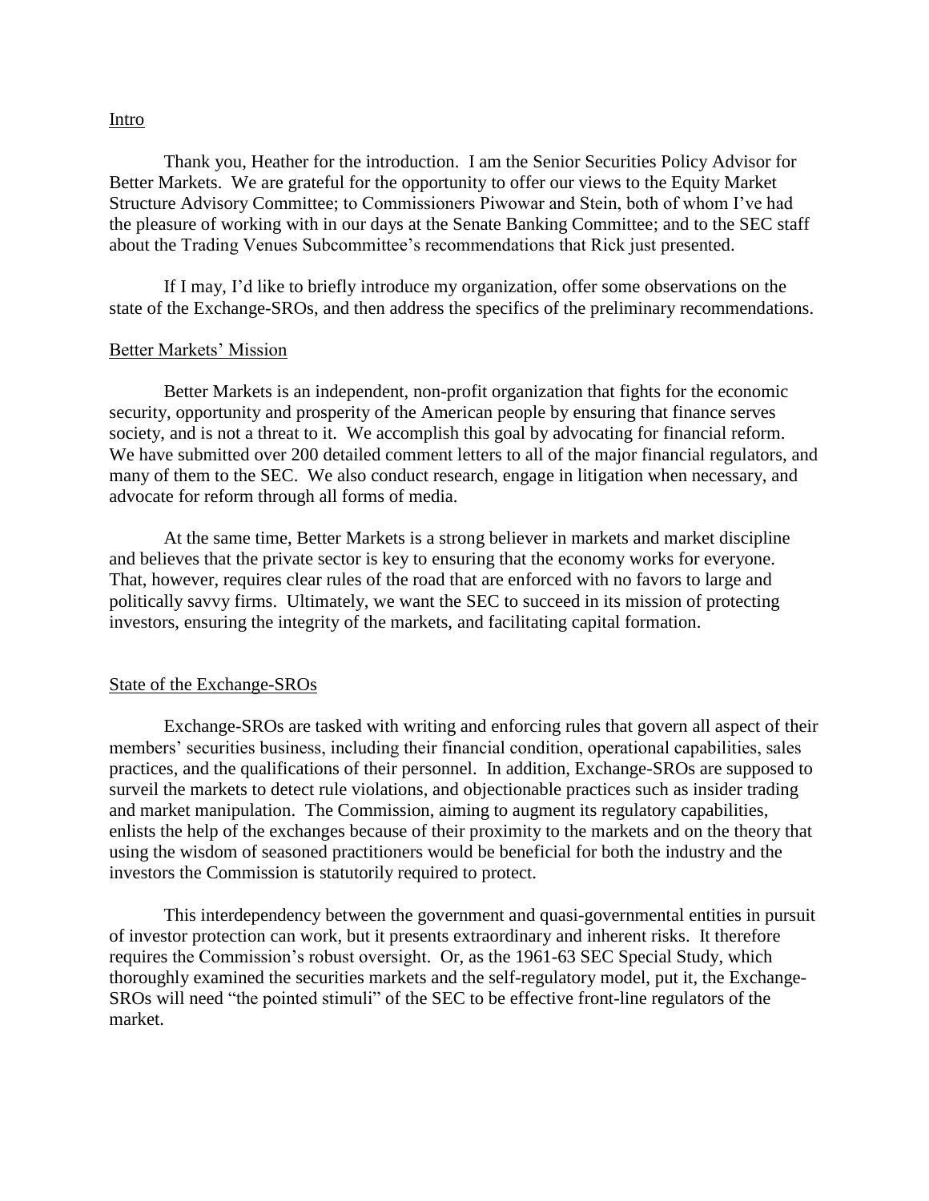## Intro

Thank you, Heather for the introduction. I am the Senior Securities Policy Advisor for Better Markets. We are grateful for the opportunity to offer our views to the Equity Market Structure Advisory Committee; to Commissioners Piwowar and Stein, both of whom I've had the pleasure of working with in our days at the Senate Banking Committee; and to the SEC staff about the Trading Venues Subcommittee's recommendations that Rick just presented.

If I may, I'd like to briefly introduce my organization, offer some observations on the state of the Exchange-SROs, and then address the specifics of the preliminary recommendations.

## Better Markets' Mission

Better Markets is an independent, non-profit organization that fights for the economic security, opportunity and prosperity of the American people by ensuring that finance serves society, and is not a threat to it. We accomplish this goal by advocating for financial reform. We have submitted over 200 detailed comment letters to all of the major financial regulators, and many of them to the SEC. We also conduct research, engage in litigation when necessary, and advocate for reform through all forms of media.

At the same time, Better Markets is a strong believer in markets and market discipline and believes that the private sector is key to ensuring that the economy works for everyone. That, however, requires clear rules of the road that are enforced with no favors to large and politically savvy firms. Ultimately, we want the SEC to succeed in its mission of protecting investors, ensuring the integrity of the markets, and facilitating capital formation.

## State of the Exchange-SROs

Exchange-SROs are tasked with writing and enforcing rules that govern all aspect of their members' securities business, including their financial condition, operational capabilities, sales practices, and the qualifications of their personnel. In addition, Exchange-SROs are supposed to surveil the markets to detect rule violations, and objectionable practices such as insider trading and market manipulation. The Commission, aiming to augment its regulatory capabilities, enlists the help of the exchanges because of their proximity to the markets and on the theory that using the wisdom of seasoned practitioners would be beneficial for both the industry and the investors the Commission is statutorily required to protect.

This interdependency between the government and quasi-governmental entities in pursuit of investor protection can work, but it presents extraordinary and inherent risks. It therefore requires the Commission's robust oversight. Or, as the 1961-63 SEC Special Study, which thoroughly examined the securities markets and the self-regulatory model, put it, the Exchange-SROs will need "the pointed stimuli" of the SEC to be effective front-line regulators of the market.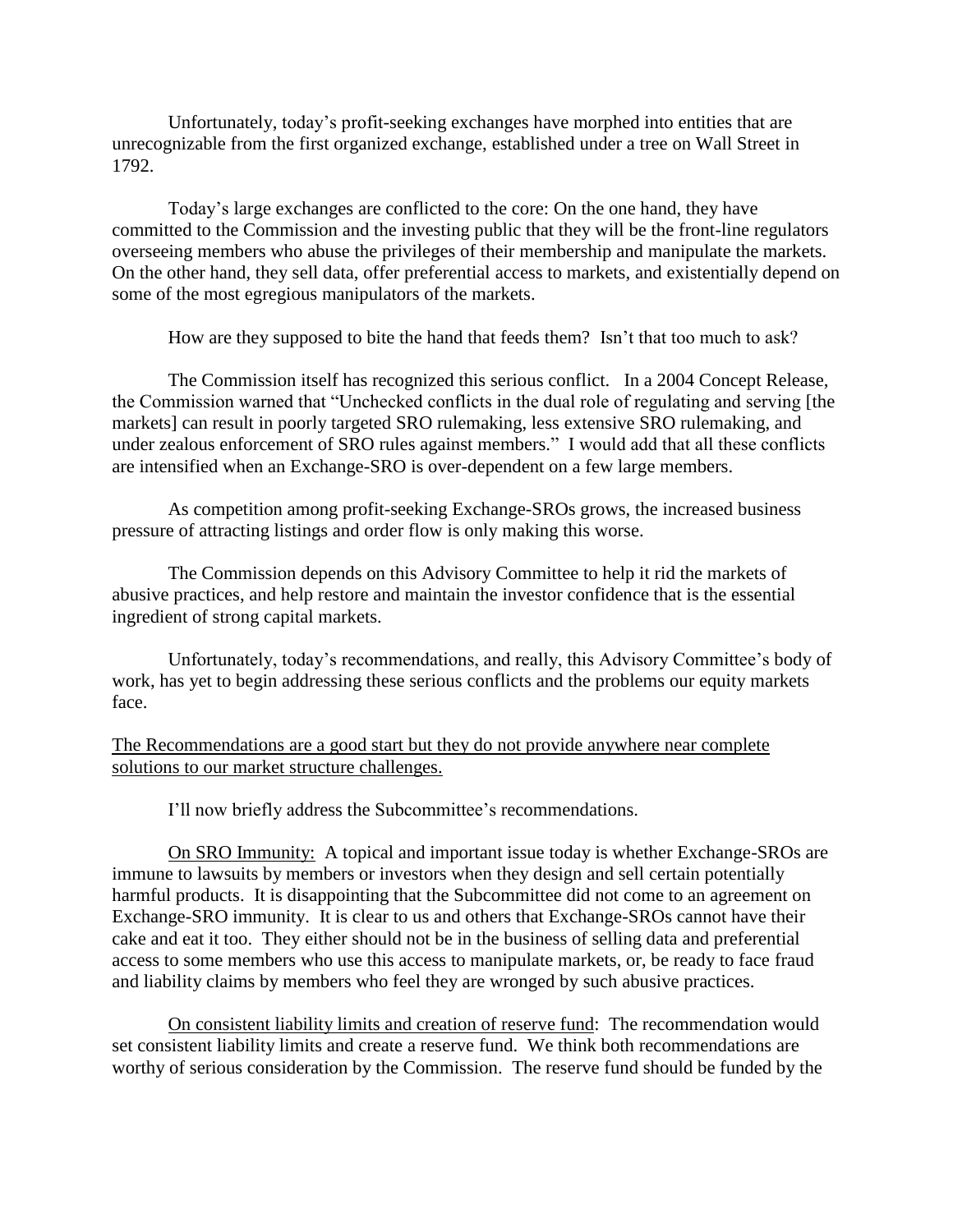Unfortunately, today's profit-seeking exchanges have morphed into entities that are unrecognizable from the first organized exchange, established under a tree on Wall Street in 1792.

Today's large exchanges are conflicted to the core: On the one hand, they have committed to the Commission and the investing public that they will be the front-line regulators overseeing members who abuse the privileges of their membership and manipulate the markets. On the other hand, they sell data, offer preferential access to markets, and existentially depend on some of the most egregious manipulators of the markets.

How are they supposed to bite the hand that feeds them? Isn't that too much to ask?

The Commission itself has recognized this serious conflict. In a 2004 Concept Release, the Commission warned that "Unchecked conflicts in the dual role of regulating and serving [the markets] can result in poorly targeted SRO rulemaking, less extensive SRO rulemaking, and under zealous enforcement of SRO rules against members." I would add that all these conflicts are intensified when an Exchange-SRO is over-dependent on a few large members.

As competition among profit-seeking Exchange-SROs grows, the increased business pressure of attracting listings and order flow is only making this worse.

The Commission depends on this Advisory Committee to help it rid the markets of abusive practices, and help restore and maintain the investor confidence that is the essential ingredient of strong capital markets.

Unfortunately, today's recommendations, and really, this Advisory Committee's body of work, has yet to begin addressing these serious conflicts and the problems our equity markets face.

<u>The Recommendations are a good start but they do not provide anywhere near complete solutions to our market structure challenges.</u>

I'll now briefly address the Subcommittee's recommendations.

<u>On SRO Immunity:</u> A topical and important issue today is whether Exchange-SROs are immune to lawsuits by members or investors when they design and sell certain potentially harmful products. It is disappointing that the Subcommittee did not come to an agreement on Exchange-SRO immunity. It is clear to us and others that Exchange-SROs cannot have their cake and eat it too. They either should not be in the business of selling data and preferential access to some members who use this access to manipulate markets, or, be ready to face fraud and liability claims by members who feel they are wronged by such abusive practices.

<u>On consistent liability limits and creation of reserve fund</u>: The recommendation would set consistent liability limits and create a reserve fund. We think both recommendations are worthy of serious consideration by the Commission. The reserve fund should be funded by the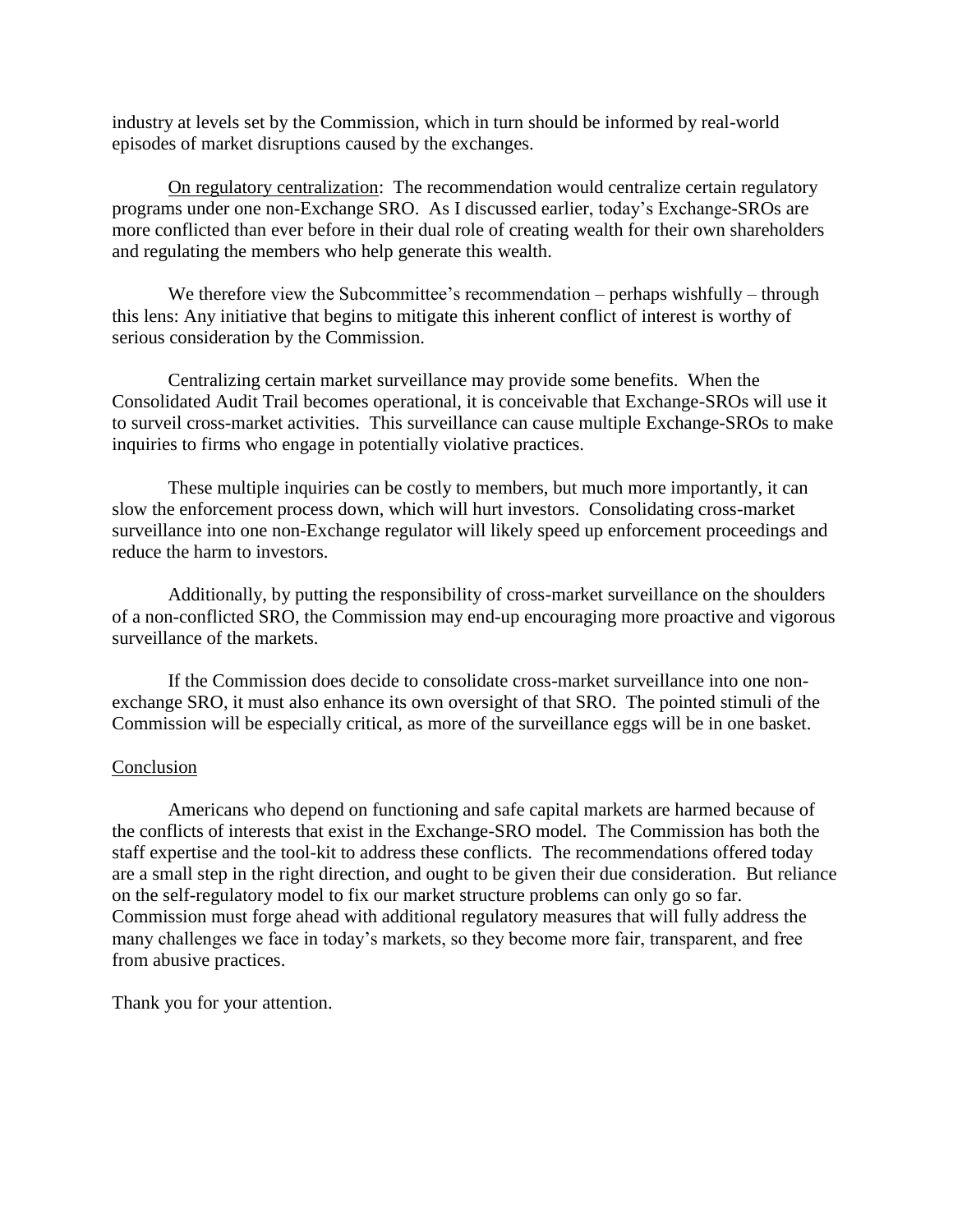industry at levels set by the Commission, which in turn should be informed by real-world episodes of market disruptions caused by the exchanges.

On regulatory centralization: The recommendation would centralize certain regulatory programs under one non-Exchange SRO. As I discussed earlier, today's Exchange-SROs are more conflicted than ever before in their dual role of creating wealth for their own shareholders and regulating the members who help generate this wealth.

We therefore view the Subcommittee's recommendation – perhaps wishfully – through this lens: Any initiative that begins to mitigate this inherent conflict of interest is worthy of serious consideration by the Commission.

Centralizing certain market surveillance may provide some benefits. When the Consolidated Audit Trail becomes operational, it is conceivable that Exchange-SROs will use it to surveil cross-market activities. This surveillance can cause multiple Exchange-SROs to make inquiries to firms who engage in potentially violative practices.

These multiple inquiries can be costly to members, but much more importantly, it can slow the enforcement process down, which will hurt investors. Consolidating cross-market surveillance into one non-Exchange regulator will likely speed up enforcement proceedings and reduce the harm to investors.

Additionally, by putting the responsibility of cross-market surveillance on the shoulders of a non-conflicted SRO, the Commission may end-up encouraging more proactive and vigorous surveillance of the markets.

If the Commission does decide to consolidate cross-market surveillance into one non-exchange SRO, it must also enhance its own oversight of that SRO. The pointed stimuli of the Commission will be especially critical, as more of the surveillance eggs will be in one basket.

## Conclusion

Americans who depend on functioning and safe capital markets are harmed because of the conflicts of interests that exist in the Exchange-SRO model. The Commission has both the staff expertise and the tool-kit to address these conflicts. The recommendations offered today are a small step in the right direction, and ought to be given their due consideration. But reliance on the self-regulatory model to fix our market structure problems can only go so far. Commission must forge ahead with additional regulatory measures that will fully address the many challenges we face in today's markets, so they become more fair, transparent, and free from abusive practices.

Thank you for your attention.